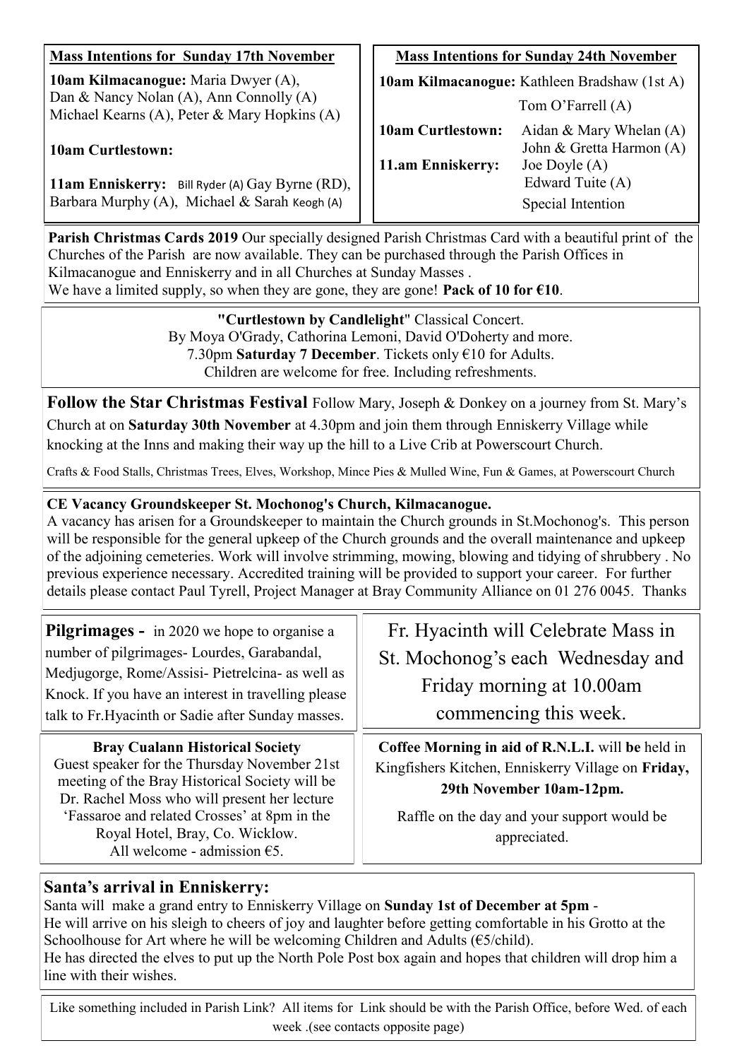**Mass Intentions for Sunday 17th November**

**10am Kilmacanogue:** Maria Dwyer (A), Dan & Nancy Nolan (A), Ann Connolly (A) Michael Kearns (A), Peter & Mary Hopkins (A)

**10am Curtlestown:**

**11am Enniskerry:** Bill Ryder (A) Gay Byrne (RD), Barbara Murphy (A), Michael & Sarah Keogh (A)

**Mass Intentions for Sunday 24th November**

**10am Kilmacanogue:** Kathleen Bradshaw (1st A)
Tom O'Farrell (A)

**10am Curtlestown:** Aidan & Mary Whelan (A)
John & Gretta Harmon (A)

**11.am Enniskerry:** Joe Doyle (A)
Edward Tuite (A)
Special Intention

**Parish Christmas Cards 2019** Our specially designed Parish Christmas Card with a beautiful print of the Churches of the Parish are now available. They can be purchased through the Parish Offices in Kilmacanogue and Enniskerry and in all Churches at Sunday Masses .
We have a limited supply, so when they are gone, they are gone! **Pack of 10 for €10**.

**"Curtlestown by Candlelight"** Classical Concert.
By Moya O'Grady, Cathorina Lemoni, David O'Doherty and more.
7.30pm **Saturday 7 December**. Tickets only €10 for Adults.
Children are welcome for free. Including refreshments.

**Follow the Star Christmas Festival** Follow Mary, Joseph & Donkey on a journey from St. Mary's Church at on **Saturday 30th November** at 4.30pm and join them through Enniskerry Village while knocking at the Inns and making their way up the hill to a Live Crib at Powerscourt Church.

Crafts & Food Stalls, Christmas Trees, Elves, Workshop, Mince Pies & Mulled Wine, Fun & Games, at Powerscourt Church

**CE Vacancy Groundskeeper St. Mochonog's Church, Kilmacanogue.**
A vacancy has arisen for a Groundskeeper to maintain the Church grounds in St.Mochonog's. This person will be responsible for the general upkeep of the Church grounds and the overall maintenance and upkeep of the adjoining cemeteries. Work will involve strimming, mowing, blowing and tidying of shrubbery . No previous experience necessary. Accredited training will be provided to support your career. For further details please contact Paul Tyrell, Project Manager at Bray Community Alliance on 01 276 0045. Thanks

**Pilgrimages -** in 2020 we hope to organise a number of pilgrimages- Lourdes, Garabandal, Medjugorge, Rome/Assisi- Pietrelcina- as well as Knock. If you have an interest in travelling please talk to Fr.Hyacinth or Sadie after Sunday masses.

Fr. Hyacinth will Celebrate Mass in St. Mochonog's each Wednesday and Friday morning at 10.00am commencing this week.

**Bray Cualann Historical Society**
Guest speaker for the Thursday November 21st meeting of the Bray Historical Society will be Dr. Rachel Moss who will present her lecture 'Fassaroe and related Crosses' at 8pm in the Royal Hotel, Bray, Co. Wicklow.
All welcome - admission €5.

**Coffee Morning in aid of R.N.L.I.** will **be** held in Kingfishers Kitchen, Enniskerry Village on **Friday, 29th November 10am-12pm.**

Raffle on the day and your support would be appreciated.

## Santa's arrival in Enniskerry:

Santa will make a grand entry to Enniskerry Village on **Sunday 1st of December at 5pm** -
He will arrive on his sleigh to cheers of joy and laughter before getting comfortable in his Grotto at the Schoolhouse for Art where he will be welcoming Children and Adults (€5/child).
He has directed the elves to put up the North Pole Post box again and hopes that children will drop him a line with their wishes.

Like something included in Parish Link? All items for Link should be with the Parish Office, before Wed. of each week .(see contacts opposite page)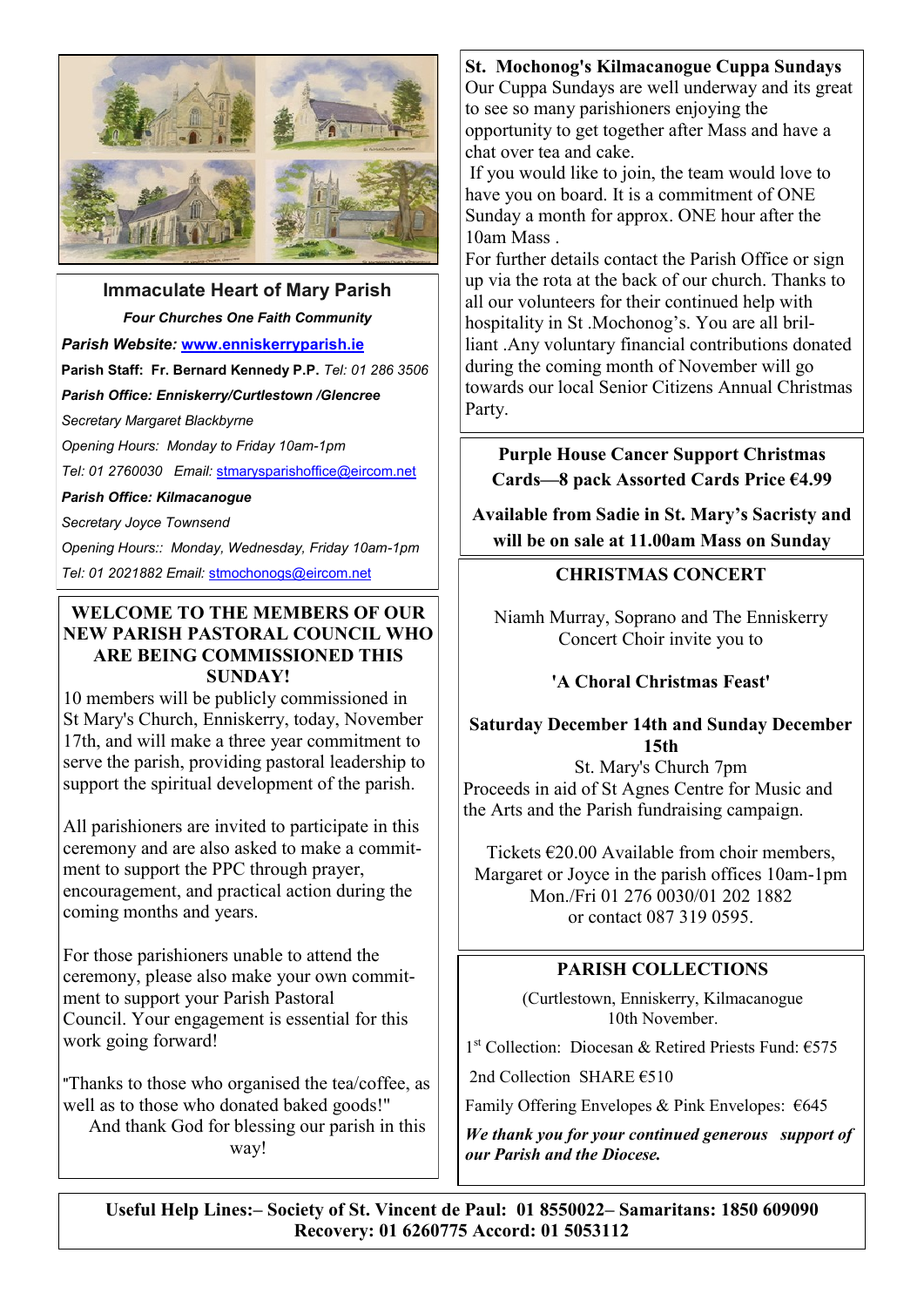## Immaculate Heart of Mary Parish

***Four Churches One Faith Community***

***Parish Website:*** **www.enniskerryparish.ie**

**Parish Staff: Fr. Bernard Kennedy P.P.** *Tel: 01 286 3506*

***Parish Office: Enniskerry/Curtlestown /Glencree***

*Secretary Margaret Blackbyrne*

*Opening Hours: Monday to Friday 10am-1pm*

*Tel: 01 2760030 Email:* stmarysparishoffice@eircom.net

***Parish Office: Kilmacanogue***

*Secretary Joyce Townsend*

*Opening Hours:: Monday, Wednesday, Friday 10am-1pm*

*Tel: 01 2021882 Email:* stmochonogs@eircom.net

## WELCOME TO THE MEMBERS OF OUR NEW PARISH PASTORAL COUNCIL WHO ARE BEING COMMISSIONED THIS SUNDAY!

10 members will be publicly commissioned in St Mary's Church, Enniskerry, today, November 17th, and will make a three year commitment to serve the parish, providing pastoral leadership to support the spiritual development of the parish.

All parishioners are invited to participate in this ceremony and are also asked to make a commitment to support the PPC through prayer, encouragement, and practical action during the coming months and years.

For those parishioners unable to attend the ceremony, please also make your own commitment to support your Parish Pastoral Council. Your engagement is essential for this work going forward!

"Thanks to those who organised the tea/coffee, as well as to those who donated baked goods!"
And thank God for blessing our parish in this way!

## St. Mochonog's Kilmacanogue Cuppa Sundays

Our Cuppa Sundays are well underway and its great to see so many parishioners enjoying the opportunity to get together after Mass and have a chat over tea and cake.

If you would like to join, the team would love to have you on board. It is a commitment of ONE Sunday a month for approx. ONE hour after the 10am Mass .

For further details contact the Parish Office or sign up via the rota at the back of our church. Thanks to all our volunteers for their continued help with hospitality in St .Mochonog's. You are all brilliant .Any voluntary financial contributions donated during the coming month of November will go towards our local Senior Citizens Annual Christmas Party.

**Purple House Cancer Support Christmas Cards—8 pack Assorted Cards Price €4.99**

**Available from Sadie in St. Mary's Sacristy and will be on sale at 11.00am Mass on Sunday**

## CHRISTMAS CONCERT

Niamh Murray, Soprano and The Enniskerry Concert Choir invite you to

**'A Choral Christmas Feast'**

**Saturday December 14th and Sunday December 15th**

St. Mary's Church 7pm

Proceeds in aid of St Agnes Centre for Music and the Arts and the Parish fundraising campaign.

Tickets €20.00 Available from choir members, Margaret or Joyce in the parish offices 10am-1pm Mon./Fri 01 276 0030/01 202 1882 or contact 087 319 0595.

## PARISH COLLECTIONS

(Curtlestown, Enniskerry, Kilmacanogue 10th November.

1st Collection: Diocesan & Retired Priests Fund: €575

2nd Collection SHARE €510

Family Offering Envelopes & Pink Envelopes: €645

***We thank you for your continued generous support of our Parish and the Diocese.***

**Useful Help Lines:– Society of St. Vincent de Paul: 01 8550022– Samaritans: 1850 609090 Recovery: 01 6260775 Accord: 01 5053112**